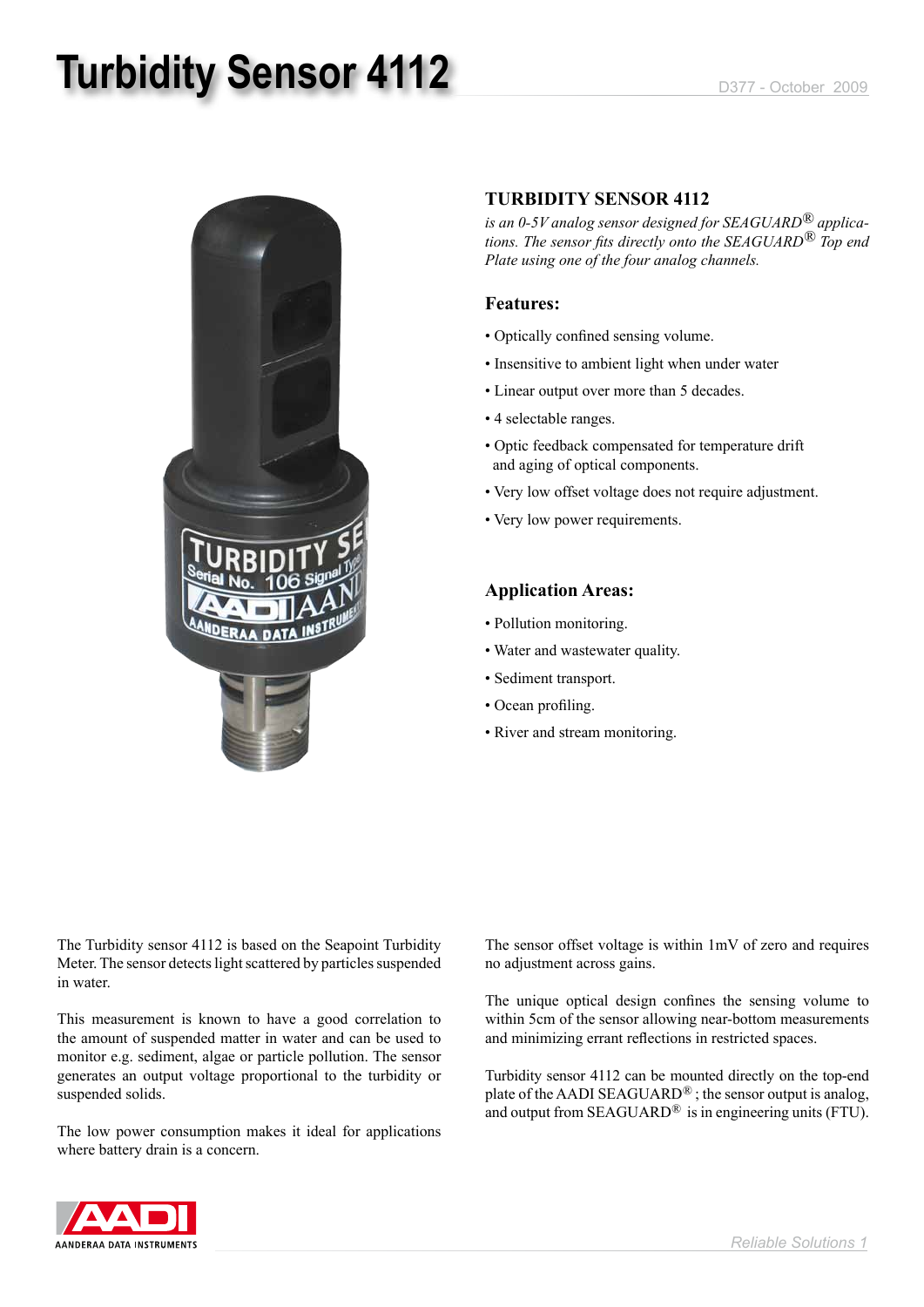# Turbidity Sensor 4112

## TURBIDITY SENSOR 4112

*is an 0-5V analog sensor designed for SEAGUARD® applications. The sensor fits directly onto the SEAGUARD® Top end Plate using one of the four analog channels.*

### Features:

- Optically confined sensing volume.
- Insensitive to ambient light when under water
- Linear output over more than 5 decades.
- 4 selectable ranges.
- Optic feedback compensated for temperature drift and aging of optical components.
- Very low offset voltage does not require adjustment.
- Very low power requirements.

### Application Areas:

- Pollution monitoring.
- Water and wastewater quality.
- Sediment transport.
- Ocean profiling.
- River and stream monitoring.

The Turbidity sensor 4112 is based on the Seapoint Turbidity Meter. The sensor detects light scattered by particles suspended in water.

This measurement is known to have a good correlation to the amount of suspended matter in water and can be used to monitor e.g. sediment, algae or particle pollution. The sensor generates an output voltage proportional to the turbidity or suspended solids.

The low power consumption makes it ideal for applications where battery drain is a concern.

The sensor offset voltage is within 1mV of zero and requires no adjustment across gains.

The unique optical design confines the sensing volume to within 5cm of the sensor allowing near-bottom measurements and minimizing errant reflections in restricted spaces.

Turbidity sensor 4112 can be mounted directly on the top-end plate of the AADI SEAGUARD® ; the sensor output is analog, and output from SEAGUARD® is in engineering units (FTU).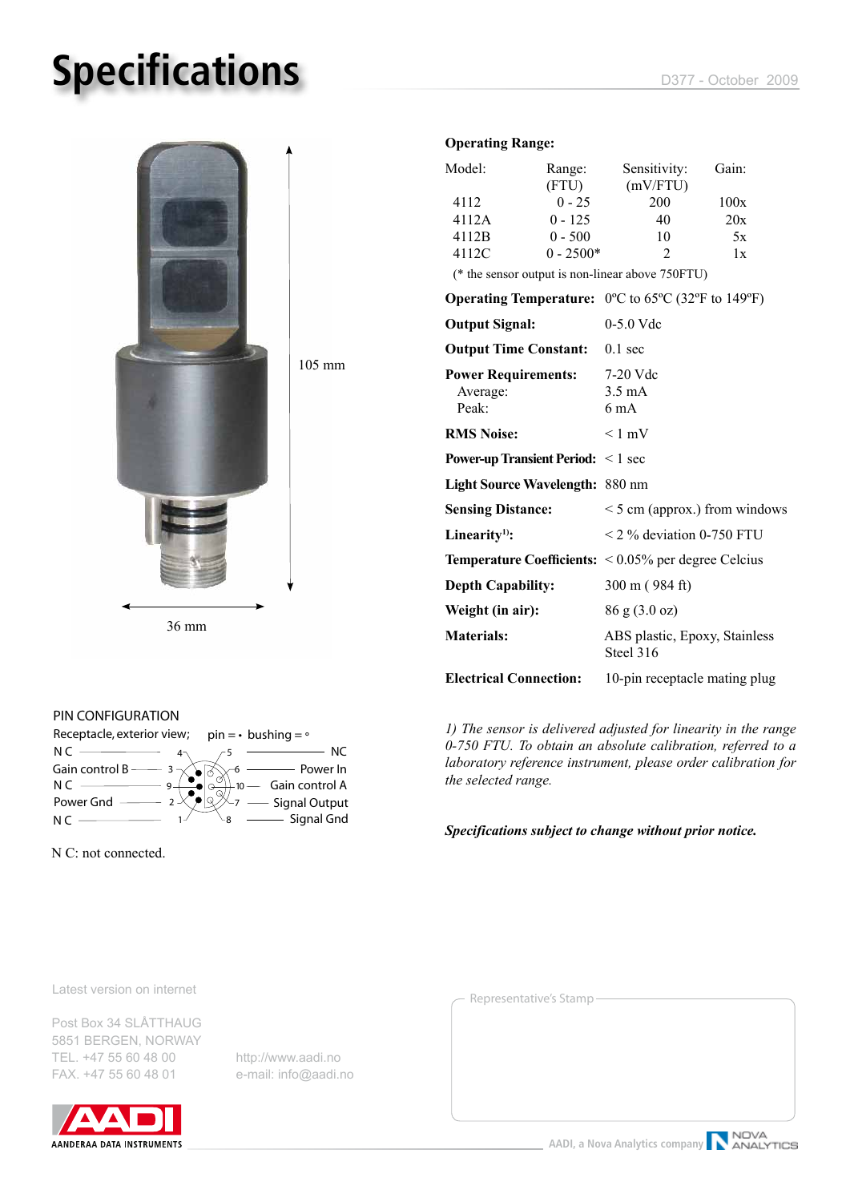# Specifications

105 mm

36 mm

**Operating Range:**

| Model: | Range: (FTU) | Sensitivity: (mV/FTU) | Gain: |
|---|---|---|---|
| 4112 | 0 - 25 | 200 | 100x |
| 4112A | 0 - 125 | 40 | 20x |
| 4112B | 0 - 500 | 10 | 5x |
| 4112C | 0 - 2500* | 2 | 1x |

(* the sensor output is non-linear above 750FTU)

| | |
|---|---|
| **Operating Temperature:** | 0ºC to 65ºC (32ºF to 149ºF) |
| **Output Signal:** | 0-5.0 Vdc |
| **Output Time Constant:** | 0.1 sec |
| **Power Requirements:** | 7-20 Vdc |
| Average: | 3.5 mA |
| Peak: | 6 mA |
| **RMS Noise:** | < 1 mV |
| **Power-up Transient Period:** | < 1 sec |
| **Light Source Wavelength:** | 880 nm |
| **Sensing Distance:** | < 5 cm (approx.) from windows |
| **Linearity[1]:** | < 2 % deviation 0-750 FTU |
| **Temperature Coefficients:** | < 0.05% per degree Celcius |
| **Depth Capability:** | 300 m ( 984 ft) |
| **Weight (in air):** | 86 g (3.0 oz) |
| **Materials:** | ABS plastic, Epoxy, Stainless Steel 316 |
| **Electrical Connection:** | 10-pin receptacle mating plug |

PIN CONFIGURATION

Receptacle, exterior view; pin = • bushing = ◦

| Left | Pin | Pin | Right |
|---|---|---|---|
| N C | 4 | 5 | NC |
| Gain control B | 3 | 6 | Power In |
| N C | 9 | 10 | Gain control A |
| Power Gnd | 2 | 7 | Signal Output |
| N C | 1 | 8 | Signal Gnd |

N C: not connected.

*1) The sensor is delivered adjusted for linearity in the range 0-750 FTU. To obtain an absolute calibration, referred to a laboratory reference instrument, please order calibration for the selected range.*

***Specifications subject to change without prior notice.***

Latest version on internet

Post Box 34 SLÅTTHAUG
5851 BERGEN, NORWAY
TEL. +47 55 60 48 00
FAX. +47 55 60 48 01

http://www.aadi.no
e-mail: info@aadi.no

Representative's Stamp

AADI
AANDERAA DATA INSTRUMENTS

AADI, a Nova Analytics company